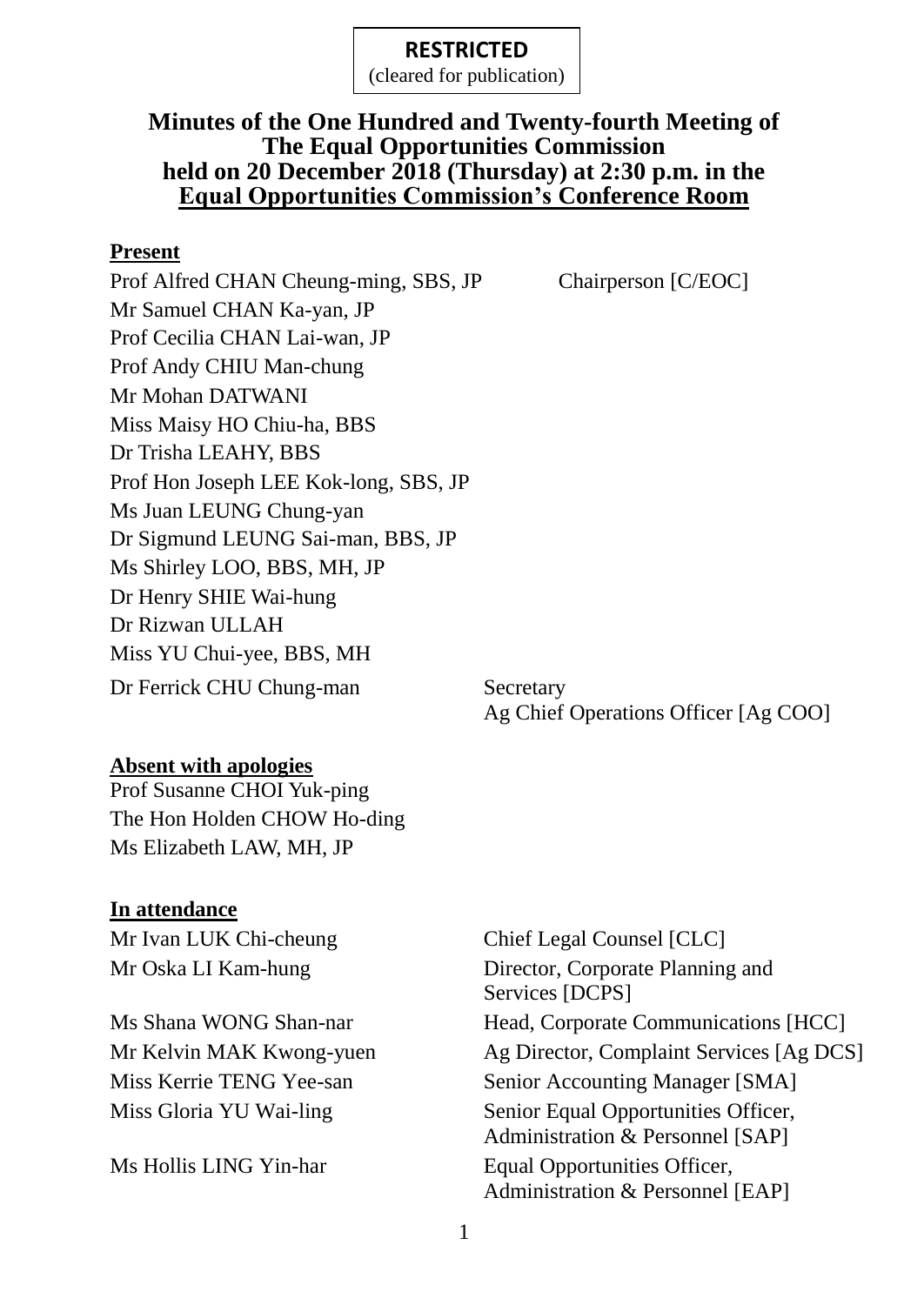**RESTRICTED**
(cleared for publication)

# Minutes of the One Hundred and Twenty-fourth Meeting of The Equal Opportunities Commission held on 20 December 2018 (Thursday) at 2:30 p.m. in the Equal Opportunities Commission's Conference Room

## Present

| | |
|---|---|
| Prof Alfred CHAN Cheung-ming, SBS, JP | Chairperson [C/EOC] |
| Mr Samuel CHAN Ka-yan, JP | |
| Prof Cecilia CHAN Lai-wan, JP | |
| Prof Andy CHIU Man-chung | |
| Mr Mohan DATWANI | |
| Miss Maisy HO Chiu-ha, BBS | |
| Dr Trisha LEAHY, BBS | |
| Prof Hon Joseph LEE Kok-long, SBS, JP | |
| Ms Juan LEUNG Chung-yan | |
| Dr Sigmund LEUNG Sai-man, BBS, JP | |
| Ms Shirley LOO, BBS, MH, JP | |
| Dr Henry SHIE Wai-hung | |
| Dr Rizwan ULLAH | |
| Miss YU Chui-yee, BBS, MH | |
| Dr Ferrick CHU Chung-man | Secretary<br>Ag Chief Operations Officer [Ag COO] |

## Absent with apologies

Prof Susanne CHOI Yuk-ping
The Hon Holden CHOW Ho-ding
Ms Elizabeth LAW, MH, JP

## In attendance

| | |
|---|---|
| Mr Ivan LUK Chi-cheung | Chief Legal Counsel [CLC] |
| Mr Oska LI Kam-hung | Director, Corporate Planning and Services [DCPS] |
| Ms Shana WONG Shan-nar | Head, Corporate Communications [HCC] |
| Mr Kelvin MAK Kwong-yuen | Ag Director, Complaint Services [Ag DCS] |
| Miss Kerrie TENG Yee-san | Senior Accounting Manager [SMA] |
| Miss Gloria YU Wai-ling | Senior Equal Opportunities Officer, Administration & Personnel [SAP] |
| Ms Hollis LING Yin-har | Equal Opportunities Officer, Administration & Personnel [EAP] |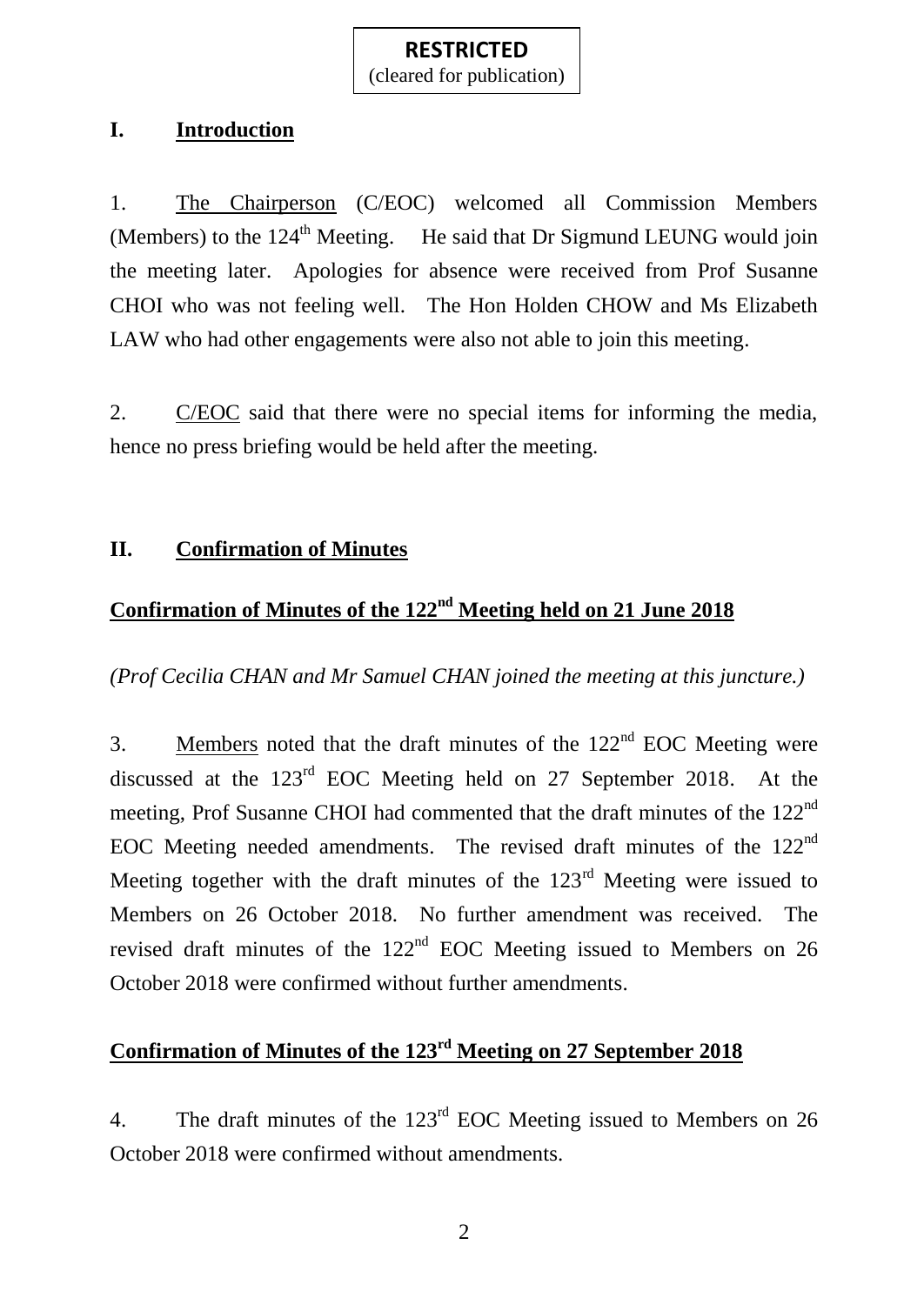**RESTRICTED**
(cleared for publication)

## I. Introduction

1. The Chairperson (C/EOC) welcomed all Commission Members (Members) to the 124th Meeting. He said that Dr Sigmund LEUNG would join the meeting later. Apologies for absence were received from Prof Susanne CHOI who was not feeling well. The Hon Holden CHOW and Ms Elizabeth LAW who had other engagements were also not able to join this meeting.

2. C/EOC said that there were no special items for informing the media, hence no press briefing would be held after the meeting.

## II. Confirmation of Minutes

### Confirmation of Minutes of the 122nd Meeting held on 21 June 2018

*(Prof Cecilia CHAN and Mr Samuel CHAN joined the meeting at this juncture.)*

3. Members noted that the draft minutes of the 122nd EOC Meeting were discussed at the 123rd EOC Meeting held on 27 September 2018. At the meeting, Prof Susanne CHOI had commented that the draft minutes of the 122nd EOC Meeting needed amendments. The revised draft minutes of the 122nd Meeting together with the draft minutes of the 123rd Meeting were issued to Members on 26 October 2018. No further amendment was received. The revised draft minutes of the 122nd EOC Meeting issued to Members on 26 October 2018 were confirmed without further amendments.

### Confirmation of Minutes of the 123rd Meeting on 27 September 2018

4. The draft minutes of the 123rd EOC Meeting issued to Members on 26 October 2018 were confirmed without amendments.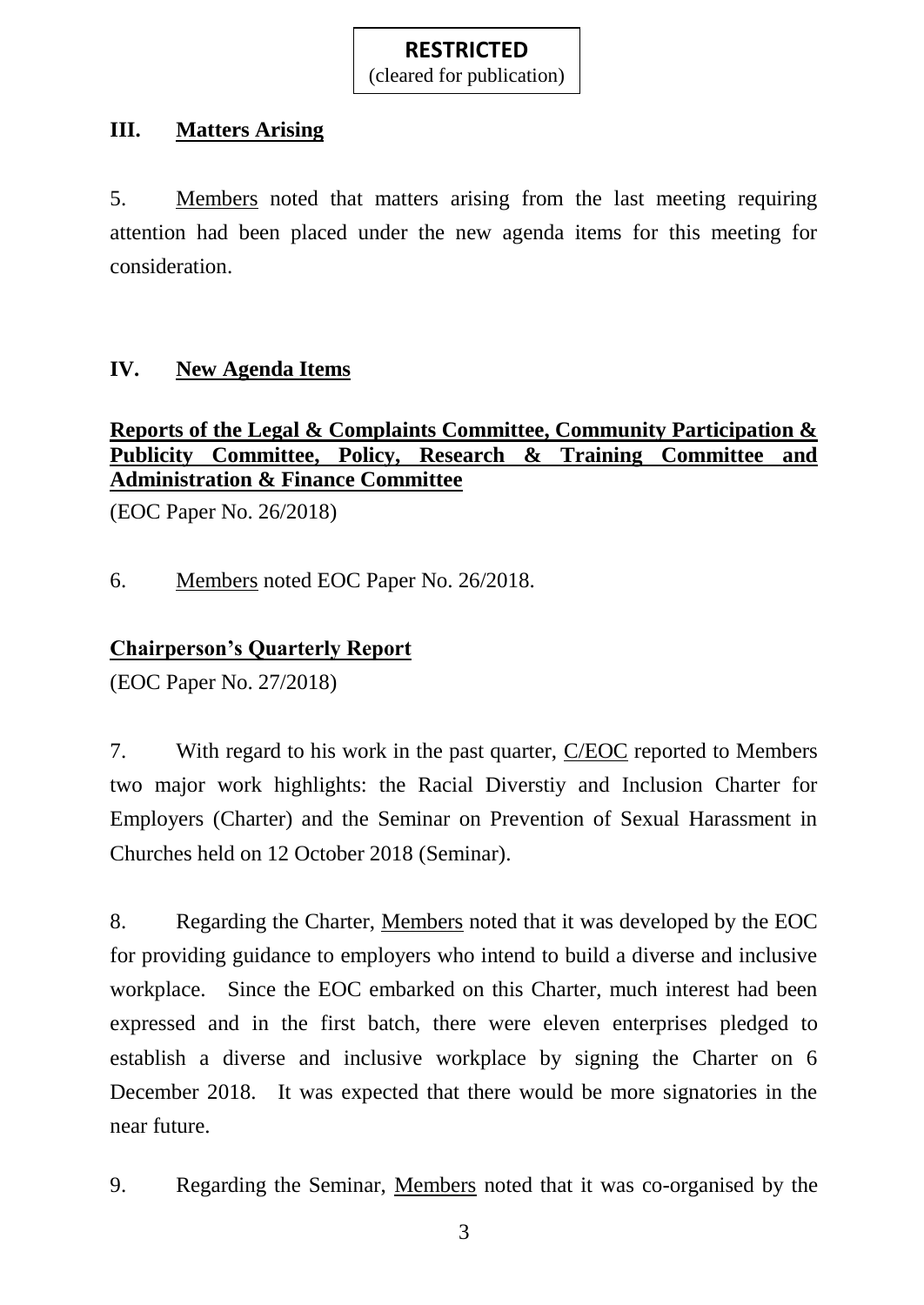**RESTRICTED**
(cleared for publication)

## III. Matters Arising

5. Members noted that matters arising from the last meeting requiring attention had been placed under the new agenda items for this meeting for consideration.

## IV. New Agenda Items

### Reports of the Legal & Complaints Committee, Community Participation & Publicity Committee, Policy, Research & Training Committee and Administration & Finance Committee

(EOC Paper No. 26/2018)

6. Members noted EOC Paper No. 26/2018.

### Chairperson's Quarterly Report

(EOC Paper No. 27/2018)

7. With regard to his work in the past quarter, C/EOC reported to Members two major work highlights: the Racial Diverstiy and Inclusion Charter for Employers (Charter) and the Seminar on Prevention of Sexual Harassment in Churches held on 12 October 2018 (Seminar).

8. Regarding the Charter, Members noted that it was developed by the EOC for providing guidance to employers who intend to build a diverse and inclusive workplace. Since the EOC embarked on this Charter, much interest had been expressed and in the first batch, there were eleven enterprises pledged to establish a diverse and inclusive workplace by signing the Charter on 6 December 2018. It was expected that there would be more signatories in the near future.

9. Regarding the Seminar, Members noted that it was co-organised by the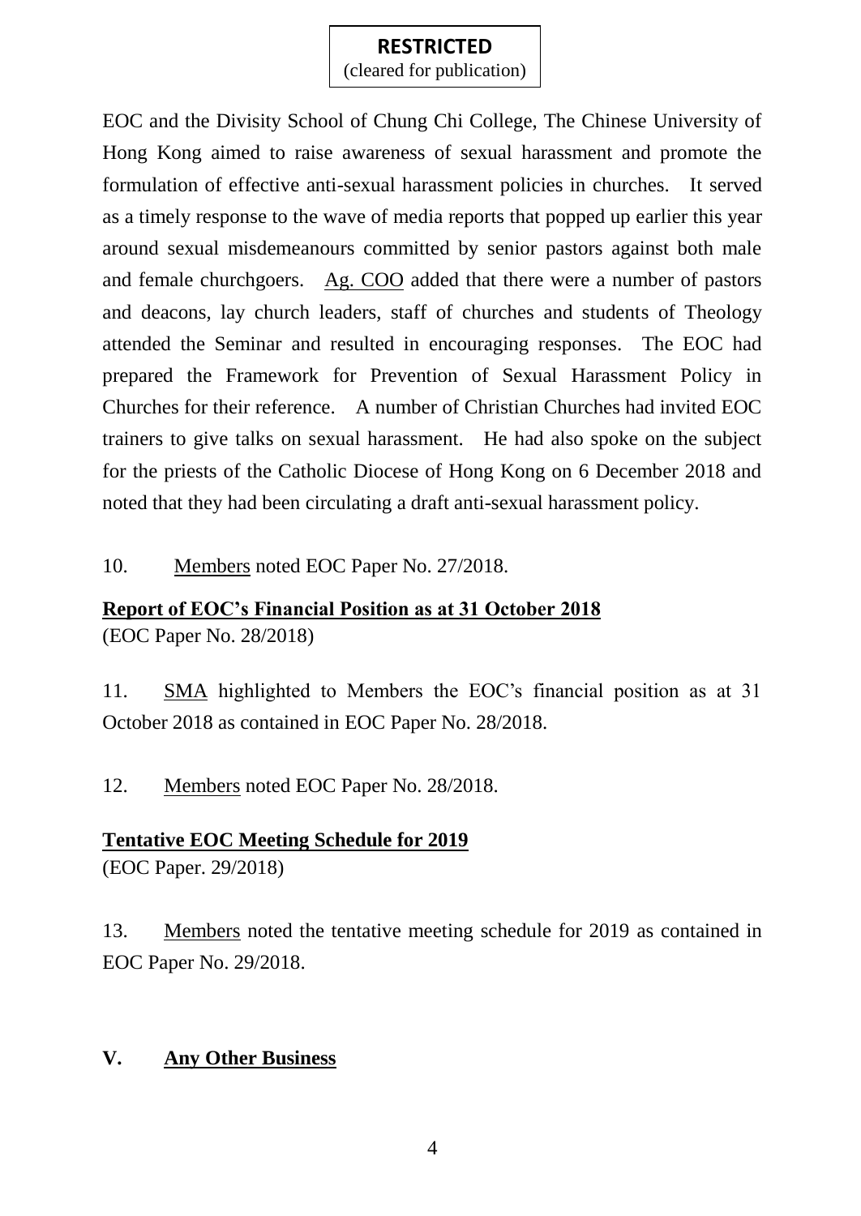**RESTRICTED**
(cleared for publication)

EOC and the Divisity School of Chung Chi College, The Chinese University of Hong Kong aimed to raise awareness of sexual harassment and promote the formulation of effective anti-sexual harassment policies in churches. It served as a timely response to the wave of media reports that popped up earlier this year around sexual misdemeanours committed by senior pastors against both male and female churchgoers. Ag. COO added that there were a number of pastors and deacons, lay church leaders, staff of churches and students of Theology attended the Seminar and resulted in encouraging responses. The EOC had prepared the Framework for Prevention of Sexual Harassment Policy in Churches for their reference. A number of Christian Churches had invited EOC trainers to give talks on sexual harassment. He had also spoke on the subject for the priests of the Catholic Diocese of Hong Kong on 6 December 2018 and noted that they had been circulating a draft anti-sexual harassment policy.

10. Members noted EOC Paper No. 27/2018.

**Report of EOC's Financial Position as at 31 October 2018**
(EOC Paper No. 28/2018)

11. SMA highlighted to Members the EOC's financial position as at 31 October 2018 as contained in EOC Paper No. 28/2018.

12. Members noted EOC Paper No. 28/2018.

**Tentative EOC Meeting Schedule for 2019**
(EOC Paper. 29/2018)

13. Members noted the tentative meeting schedule for 2019 as contained in EOC Paper No. 29/2018.

## V. Any Other Business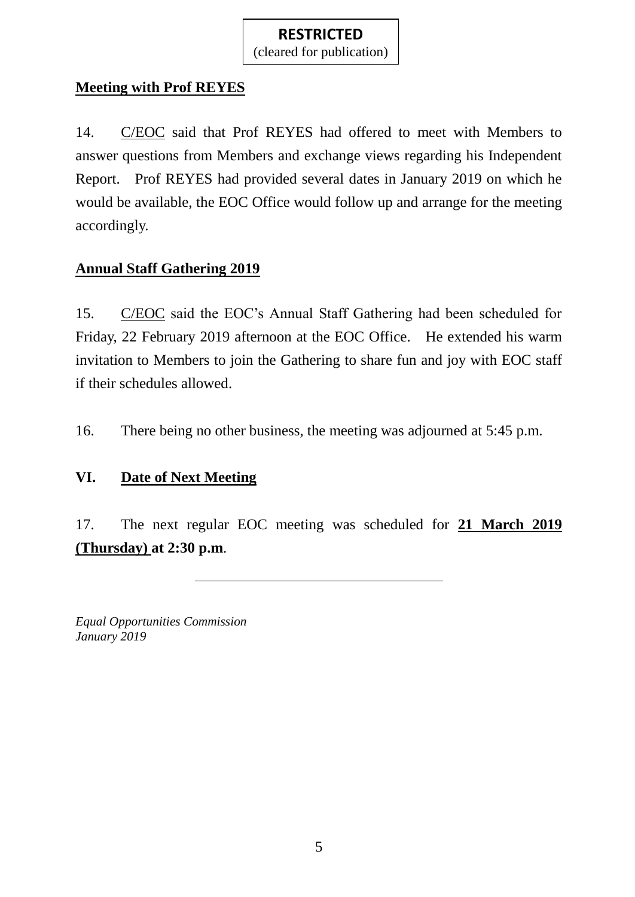**RESTRICTED**
(cleared for publication)

**Meeting with Prof REYES**

14. C/EOC said that Prof REYES had offered to meet with Members to answer questions from Members and exchange views regarding his Independent Report. Prof REYES had provided several dates in January 2019 on which he would be available, the EOC Office would follow up and arrange for the meeting accordingly.

**Annual Staff Gathering 2019**

15. C/EOC said the EOC's Annual Staff Gathering had been scheduled for Friday, 22 February 2019 afternoon at the EOC Office. He extended his warm invitation to Members to join the Gathering to share fun and joy with EOC staff if their schedules allowed.

16. There being no other business, the meeting was adjourned at 5:45 p.m.

## VI. Date of Next Meeting

17. The next regular EOC meeting was scheduled for **21 March 2019 (Thursday) at 2:30 p.m**.

---

*Equal Opportunities Commission*
*January 2019*